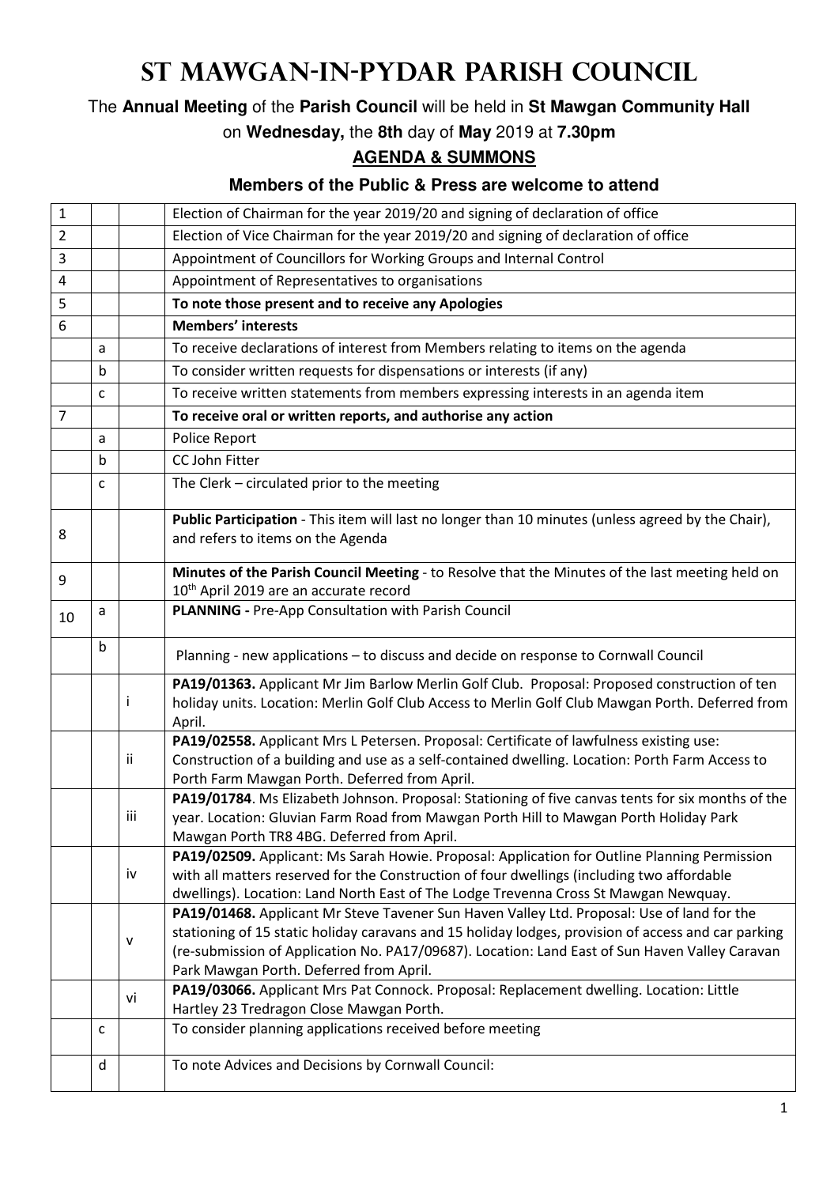# St Mawgan-in-Pydar Parish Council

The **Annual Meeting** of the **Parish Council** will be held in **St Mawgan Community Hall**

on **Wednesday,** the **8th** day of **May** 2019 at **7.30pm**

## AGENDA & SUMMONS

### Members of the Public & Press are welcome to attend

| | | | |
|---|---|---|---|
| 1 | | | Election of Chairman for the year 2019/20 and signing of declaration of office |
| 2 | | | Election of Vice Chairman for the year 2019/20 and signing of declaration of office |
| 3 | | | Appointment of Councillors for Working Groups and Internal Control |
| 4 | | | Appointment of Representatives to organisations |
| 5 | | | **To note those present and to receive any Apologies** |
| 6 | | | **Members' interests** |
| | a | | To receive declarations of interest from Members relating to items on the agenda |
| | b | | To consider written requests for dispensations or interests (if any) |
| | c | | To receive written statements from members expressing interests in an agenda item |
| 7 | | | **To receive oral or written reports, and authorise any action** |
| | a | | Police Report |
| | b | | CC John Fitter |
| | c | | The Clerk – circulated prior to the meeting |
| 8 | | | **Public Participation** - This item will last no longer than 10 minutes (unless agreed by the Chair), and refers to items on the Agenda |
| 9 | | | **Minutes of the Parish Council Meeting** - to Resolve that the Minutes of the last meeting held on 10th April 2019 are an accurate record |
| 10 | a | | **PLANNING -** Pre-App Consultation with Parish Council |
| | b | | Planning - new applications – to discuss and decide on response to Cornwall Council |
| | | i | **PA19/01363.** Applicant Mr Jim Barlow Merlin Golf Club. Proposal: Proposed construction of ten holiday units. Location: Merlin Golf Club Access to Merlin Golf Club Mawgan Porth. Deferred from April. |
| | | ii | **PA19/02558.** Applicant Mrs L Petersen. Proposal: Certificate of lawfulness existing use: Construction of a building and use as a self-contained dwelling. Location: Porth Farm Access to Porth Farm Mawgan Porth. Deferred from April. |
| | | iii | **PA19/01784**. Ms Elizabeth Johnson. Proposal: Stationing of five canvas tents for six months of the year. Location: Gluvian Farm Road from Mawgan Porth Hill to Mawgan Porth Holiday Park Mawgan Porth TR8 4BG. Deferred from April. |
| | | iv | **PA19/02509.** Applicant: Ms Sarah Howie. Proposal: Application for Outline Planning Permission with all matters reserved for the Construction of four dwellings (including two affordable dwellings). Location: Land North East of The Lodge Trevenna Cross St Mawgan Newquay. |
| | | v | **PA19/01468.** Applicant Mr Steve Tavener Sun Haven Valley Ltd. Proposal: Use of land for the stationing of 15 static holiday caravans and 15 holiday lodges, provision of access and car parking (re-submission of Application No. PA17/09687). Location: Land East of Sun Haven Valley Caravan Park Mawgan Porth. Deferred from April. |
| | | vi | **PA19/03066.** Applicant Mrs Pat Connock. Proposal: Replacement dwelling. Location: Little Hartley 23 Tredragon Close Mawgan Porth. |
| | c | | To consider planning applications received before meeting |
| | d | | To note Advices and Decisions by Cornwall Council: |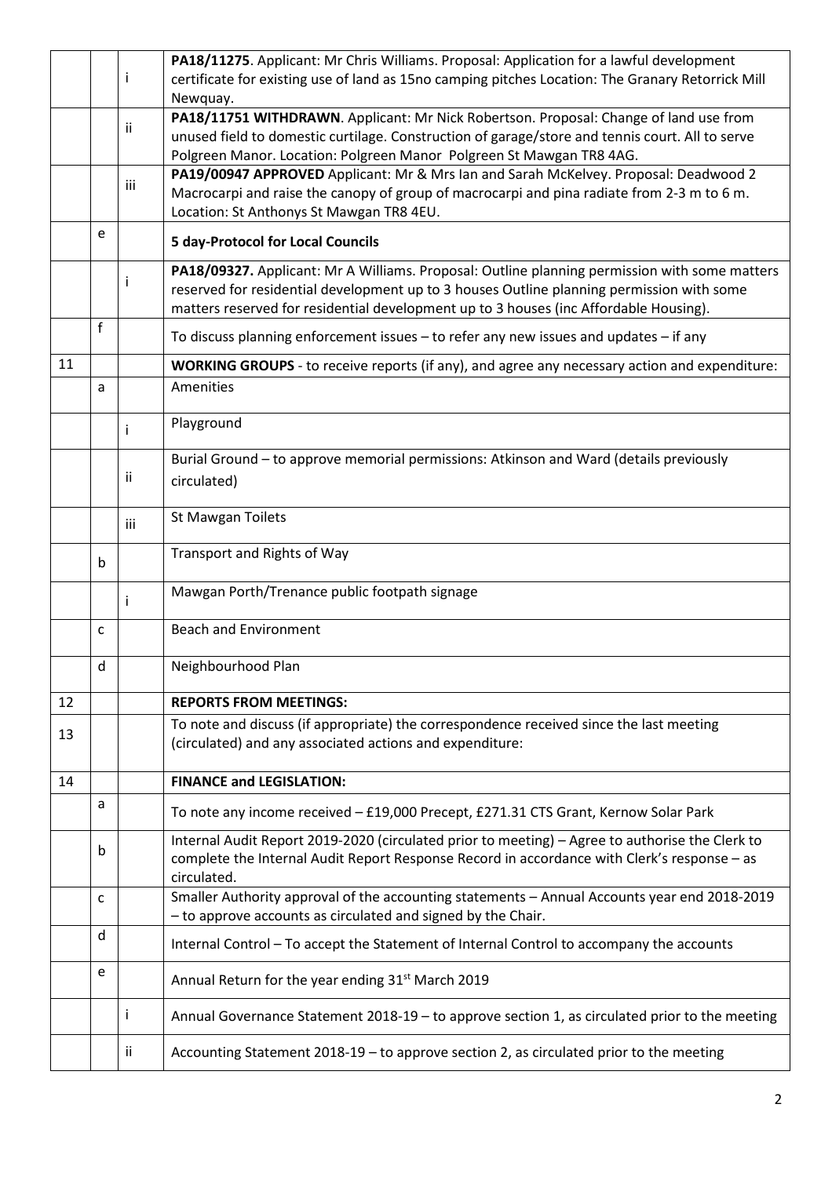| | | | |
|---|---|---|---|
| | | i | **PA18/11275**. Applicant: Mr Chris Williams. Proposal: Application for a lawful development certificate for existing use of land as 15no camping pitches Location: The Granary Retorrick Mill Newquay. |
| | | ii | **PA18/11751 WITHDRAWN**. Applicant: Mr Nick Robertson. Proposal: Change of land use from unused field to domestic curtilage. Construction of garage/store and tennis court. All to serve Polgreen Manor. Location: Polgreen Manor Polgreen St Mawgan TR8 4AG. |
| | | iii | **PA19/00947 APPROVED** Applicant: Mr & Mrs Ian and Sarah McKelvey. Proposal: Deadwood 2 Macrocarpi and raise the canopy of group of macrocarpi and pina radiate from 2-3 m to 6 m. Location: St Anthonys St Mawgan TR8 4EU. |
| | e | | **5 day-Protocol for Local Councils** |
| | | i | **PA18/09327.** Applicant: Mr A Williams. Proposal: Outline planning permission with some matters reserved for residential development up to 3 houses Outline planning permission with some matters reserved for residential development up to 3 houses (inc Affordable Housing). |
| | f | | To discuss planning enforcement issues – to refer any new issues and updates – if any |
| 11 | | | **WORKING GROUPS** - to receive reports (if any), and agree any necessary action and expenditure: |
| | a | | Amenities |
| | | i | Playground |
| | | ii | Burial Ground – to approve memorial permissions: Atkinson and Ward (details previously circulated) |
| | | iii | St Mawgan Toilets |
| | b | | Transport and Rights of Way |
| | | i | Mawgan Porth/Trenance public footpath signage |
| | c | | Beach and Environment |
| | d | | Neighbourhood Plan |
| 12 | | | **REPORTS FROM MEETINGS:** |
| 13 | | | To note and discuss (if appropriate) the correspondence received since the last meeting (circulated) and any associated actions and expenditure: |
| 14 | | | **FINANCE and LEGISLATION:** |
| | a | | To note any income received – £19,000 Precept, £271.31 CTS Grant, Kernow Solar Park |
| | b | | Internal Audit Report 2019-2020 (circulated prior to meeting) – Agree to authorise the Clerk to complete the Internal Audit Report Response Record in accordance with Clerk's response – as circulated. |
| | c | | Smaller Authority approval of the accounting statements – Annual Accounts year end 2018-2019 – to approve accounts as circulated and signed by the Chair. |
| | d | | Internal Control – To accept the Statement of Internal Control to accompany the accounts |
| | e | | Annual Return for the year ending 31st March 2019 |
| | | i | Annual Governance Statement 2018-19 – to approve section 1, as circulated prior to the meeting |
| | | ii | Accounting Statement 2018-19 – to approve section 2, as circulated prior to the meeting |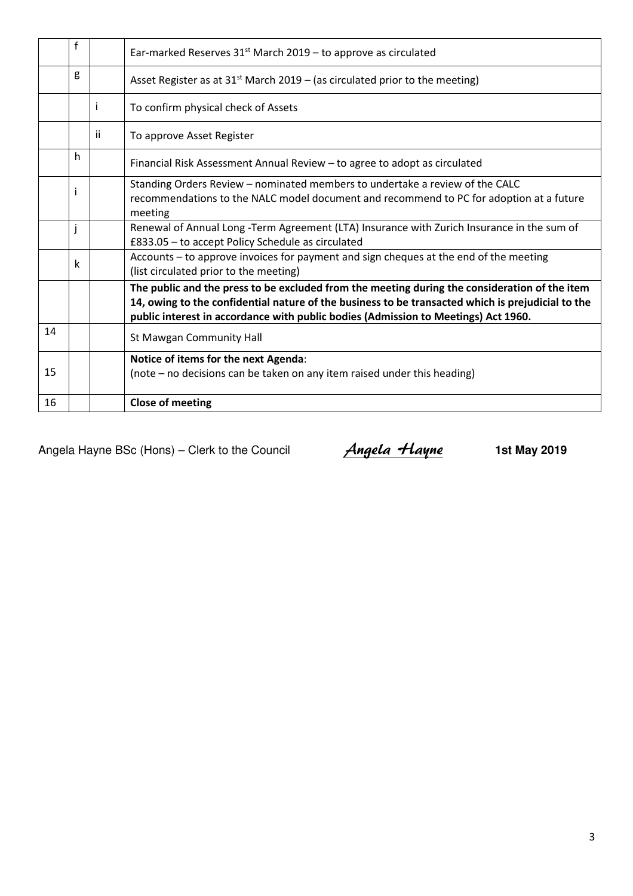| | | | |
|---|---|---|---|
| | f | | Ear-marked Reserves 31st March 2019 – to approve as circulated |
| | g | | Asset Register as at 31st March 2019 – (as circulated prior to the meeting) |
| | | i | To confirm physical check of Assets |
| | | ii | To approve Asset Register |
| | h | | Financial Risk Assessment Annual Review – to agree to adopt as circulated |
| | i | | Standing Orders Review – nominated members to undertake a review of the CALC recommendations to the NALC model document and recommend to PC for adoption at a future meeting |
| | j | | Renewal of Annual Long -Term Agreement (LTA) Insurance with Zurich Insurance in the sum of £833.05 – to accept Policy Schedule as circulated |
| | k | | Accounts – to approve invoices for payment and sign cheques at the end of the meeting (list circulated prior to the meeting) |
| | | | **The public and the press to be excluded from the meeting during the consideration of the item 14, owing to the confidential nature of the business to be transacted which is prejudicial to the public interest in accordance with public bodies (Admission to Meetings) Act 1960.** |
| 14 | | | St Mawgan Community Hall |
| 15 | | | **Notice of items for the next Agenda**: (note – no decisions can be taken on any item raised under this heading) |
| 16 | | | **Close of meeting** |

Angela Hayne BSc (Hons) – Clerk to the Council *Angela Hayne* **1st May 2019**